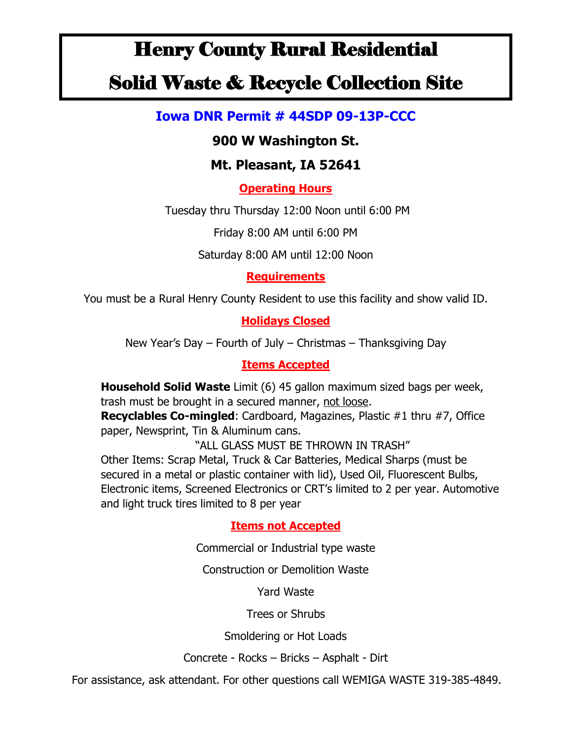# Henry County Rural Residential

# Solid Waste & Recycle Collection Site

## Iowa DNR Permit # 44SDP 09-13P-CCC

### 900 W Washington St.

### Mt. Pleasant, IA 52641

**Operating Hours**

Tuesday thru Thursday 12:00 Noon until 6:00 PM

Friday 8:00 AM until 6:00 PM

Saturday 8:00 AM until 12:00 Noon

**Requirements**

You must be a Rural Henry County Resident to use this facility and show valid ID.

**Holidays Closed**

New Year's Day – Fourth of July – Christmas – Thanksgiving Day

**Items Accepted**

**Household Solid Waste** Limit (6) 45 gallon maximum sized bags per week, trash must be brought in a secured manner, not loose.

**Recyclables Co-mingled**: Cardboard, Magazines, Plastic #1 thru #7, Office paper, Newsprint, Tin & Aluminum cans.

"ALL GLASS MUST BE THROWN IN TRASH"

Other Items: Scrap Metal, Truck & Car Batteries, Medical Sharps (must be secured in a metal or plastic container with lid), Used Oil, Fluorescent Bulbs, Electronic items, Screened Electronics or CRT's limited to 2 per year. Automotive and light truck tires limited to 8 per year

**Items not Accepted**

Commercial or Industrial type waste

Construction or Demolition Waste

Yard Waste

Trees or Shrubs

Smoldering or Hot Loads

Concrete - Rocks – Bricks – Asphalt - Dirt

For assistance, ask attendant. For other questions call WEMIGA WASTE 319-385-4849.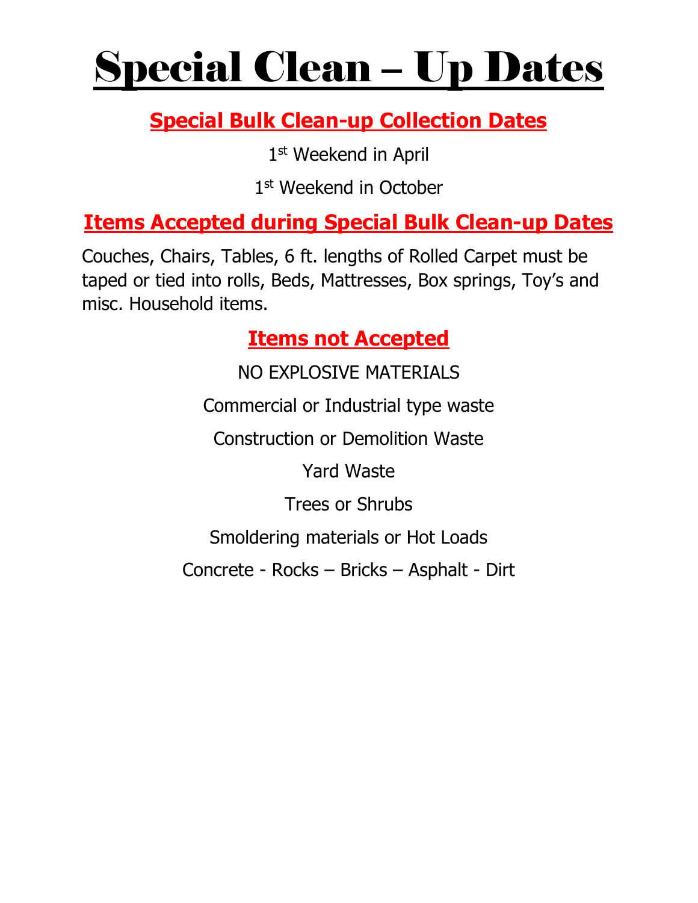# Special Clean – Up Dates

## Special Bulk Clean-up Collection Dates

1st Weekend in April

1st Weekend in October

## Items Accepted during Special Bulk Clean-up Dates

Couches, Chairs, Tables, 6 ft. lengths of Rolled Carpet must be taped or tied into rolls, Beds, Mattresses, Box springs, Toy's and misc. Household items.

## Items not Accepted

NO EXPLOSIVE MATERIALS

Commercial or Industrial type waste

Construction or Demolition Waste

Yard Waste

Trees or Shrubs

Smoldering materials or Hot Loads

Concrete - Rocks – Bricks – Asphalt - Dirt